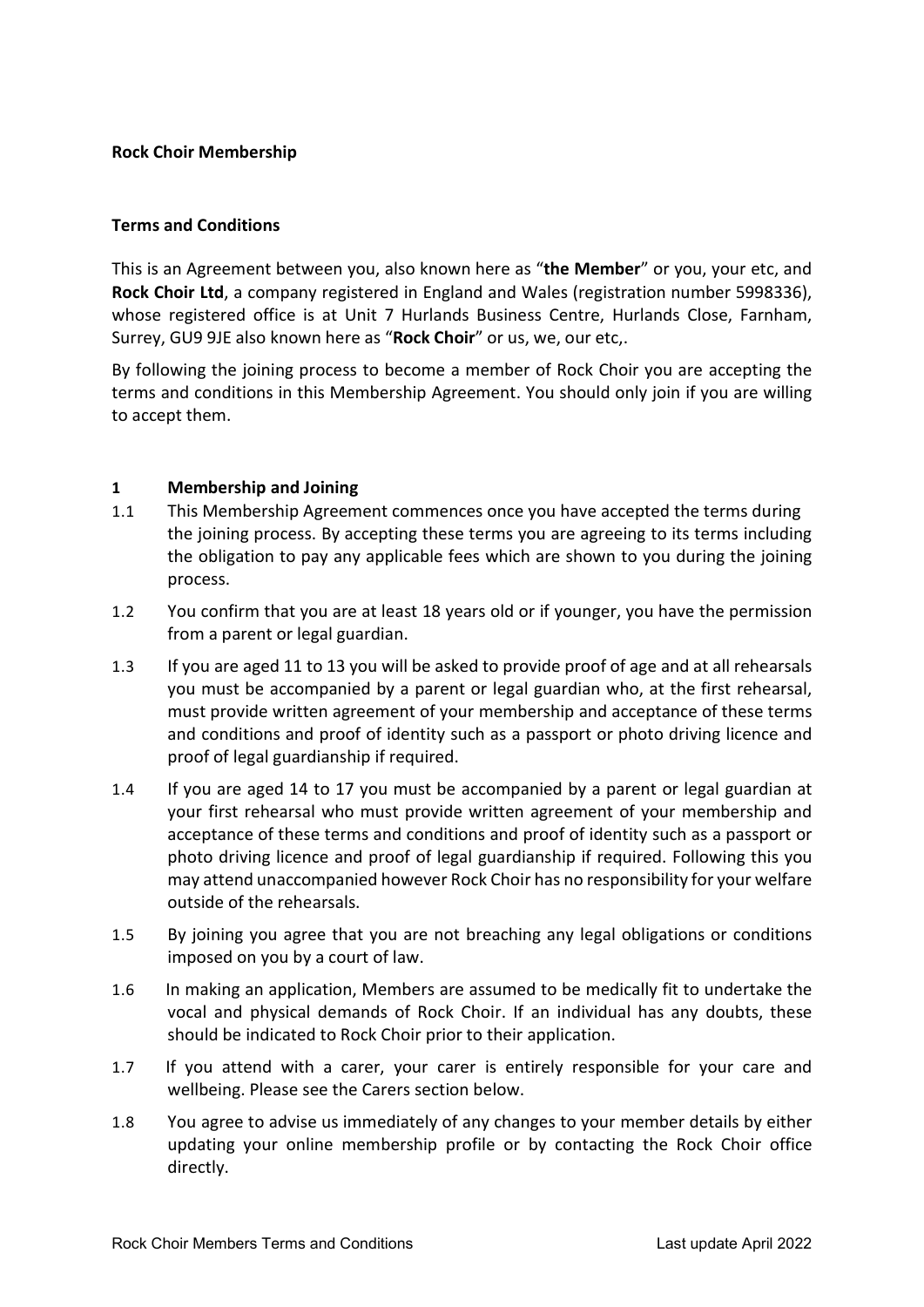**Rock Choir Membership**

**Terms and Conditions**

This is an Agreement between you, also known here as "**the Member**" or you, your etc, and **Rock Choir Ltd**, a company registered in England and Wales (registration number 5998336), whose registered office is at Unit 7 Hurlands Business Centre, Hurlands Close, Farnham, Surrey, GU9 9JE also known here as "**Rock Choir**" or us, we, our etc,.

By following the joining process to become a member of Rock Choir you are accepting the terms and conditions in this Membership Agreement. You should only join if you are willing to accept them.

**1 Membership and Joining**

1.1 This Membership Agreement commences once you have accepted the terms during the joining process. By accepting these terms you are agreeing to its terms including the obligation to pay any applicable fees which are shown to you during the joining process.

1.2 You confirm that you are at least 18 years old or if younger, you have the permission from a parent or legal guardian.

1.3 If you are aged 11 to 13 you will be asked to provide proof of age and at all rehearsals you must be accompanied by a parent or legal guardian who, at the first rehearsal, must provide written agreement of your membership and acceptance of these terms and conditions and proof of identity such as a passport or photo driving licence and proof of legal guardianship if required.

1.4 If you are aged 14 to 17 you must be accompanied by a parent or legal guardian at your first rehearsal who must provide written agreement of your membership and acceptance of these terms and conditions and proof of identity such as a passport or photo driving licence and proof of legal guardianship if required. Following this you may attend unaccompanied however Rock Choir has no responsibility for your welfare outside of the rehearsals.

1.5 By joining you agree that you are not breaching any legal obligations or conditions imposed on you by a court of law.

1.6 In making an application, Members are assumed to be medically fit to undertake the vocal and physical demands of Rock Choir. If an individual has any doubts, these should be indicated to Rock Choir prior to their application.

1.7 If you attend with a carer, your carer is entirely responsible for your care and wellbeing. Please see the Carers section below.

1.8 You agree to advise us immediately of any changes to your member details by either updating your online membership profile or by contacting the Rock Choir office directly.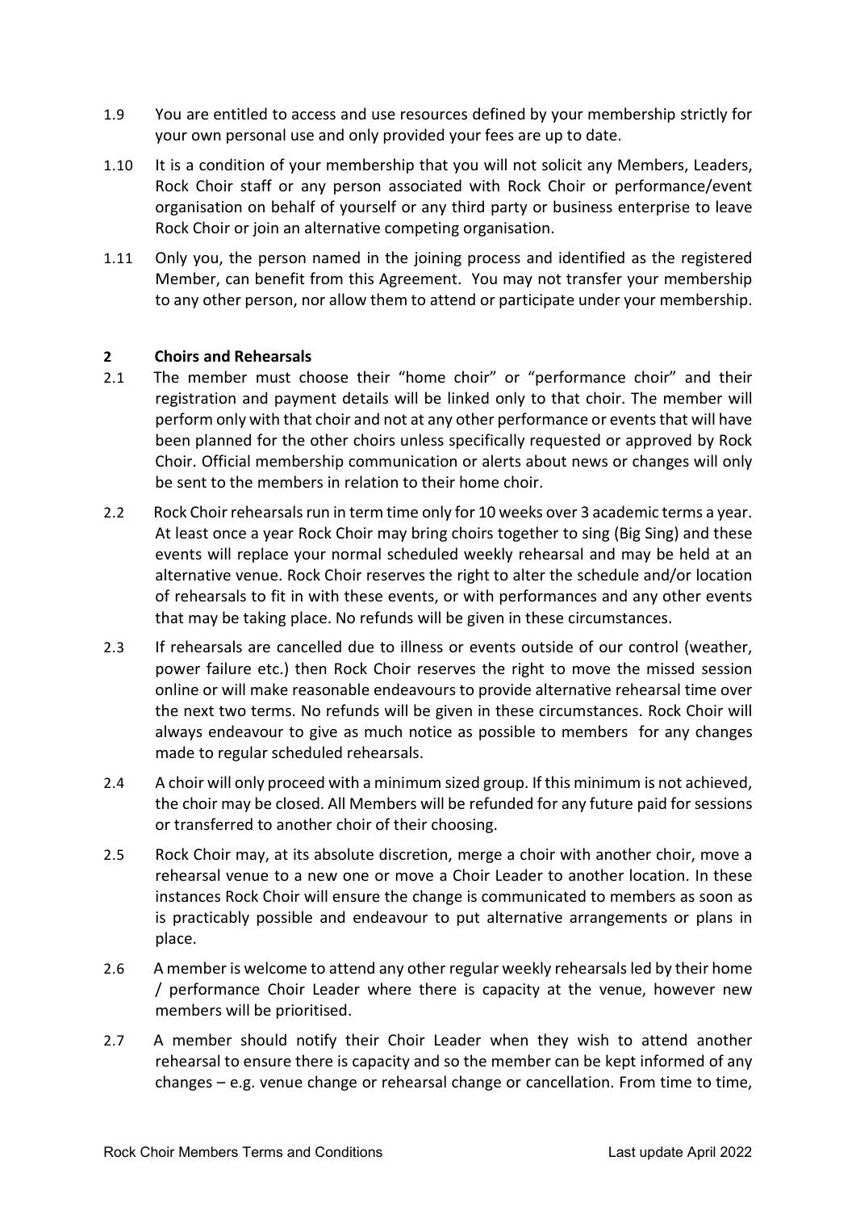1.9 You are entitled to access and use resources defined by your membership strictly for your own personal use and only provided your fees are up to date.

1.10 It is a condition of your membership that you will not solicit any Members, Leaders, Rock Choir staff or any person associated with Rock Choir or performance/event organisation on behalf of yourself or any third party or business enterprise to leave Rock Choir or join an alternative competing organisation.

1.11 Only you, the person named in the joining process and identified as the registered Member, can benefit from this Agreement. You may not transfer your membership to any other person, nor allow them to attend or participate under your membership.

## 2 Choirs and Rehearsals

2.1 The member must choose their "home choir" or "performance choir" and their registration and payment details will be linked only to that choir. The member will perform only with that choir and not at any other performance or events that will have been planned for the other choirs unless specifically requested or approved by Rock Choir. Official membership communication or alerts about news or changes will only be sent to the members in relation to their home choir.

2.2 Rock Choir rehearsals run in term time only for 10 weeks over 3 academic terms a year. At least once a year Rock Choir may bring choirs together to sing (Big Sing) and these events will replace your normal scheduled weekly rehearsal and may be held at an alternative venue. Rock Choir reserves the right to alter the schedule and/or location of rehearsals to fit in with these events, or with performances and any other events that may be taking place. No refunds will be given in these circumstances.

2.3 If rehearsals are cancelled due to illness or events outside of our control (weather, power failure etc.) then Rock Choir reserves the right to move the missed session online or will make reasonable endeavours to provide alternative rehearsal time over the next two terms. No refunds will be given in these circumstances. Rock Choir will always endeavour to give as much notice as possible to members for any changes made to regular scheduled rehearsals.

2.4 A choir will only proceed with a minimum sized group. If this minimum is not achieved, the choir may be closed. All Members will be refunded for any future paid for sessions or transferred to another choir of their choosing.

2.5 Rock Choir may, at its absolute discretion, merge a choir with another choir, move a rehearsal venue to a new one or move a Choir Leader to another location. In these instances Rock Choir will ensure the change is communicated to members as soon as is practicably possible and endeavour to put alternative arrangements or plans in place.

2.6 A member is welcome to attend any other regular weekly rehearsals led by their home / performance Choir Leader where there is capacity at the venue, however new members will be prioritised.

2.7 A member should notify their Choir Leader when they wish to attend another rehearsal to ensure there is capacity and so the member can be kept informed of any changes – e.g. venue change or rehearsal change or cancellation. From time to time,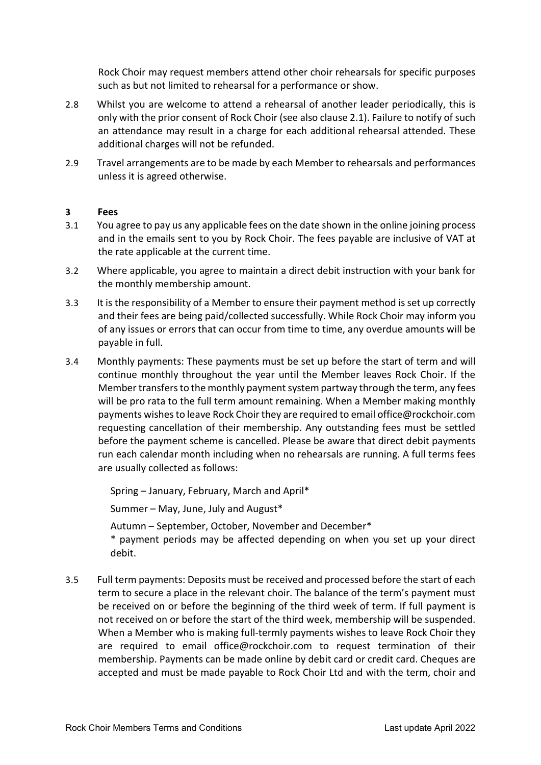Rock Choir may request members attend other choir rehearsals for specific purposes such as but not limited to rehearsal for a performance or show.

2.8 Whilst you are welcome to attend a rehearsal of another leader periodically, this is only with the prior consent of Rock Choir (see also clause 2.1). Failure to notify of such an attendance may result in a charge for each additional rehearsal attended. These additional charges will not be refunded.

2.9 Travel arrangements are to be made by each Member to rehearsals and performances unless it is agreed otherwise.

## 3 Fees

3.1 You agree to pay us any applicable fees on the date shown in the online joining process and in the emails sent to you by Rock Choir. The fees payable are inclusive of VAT at the rate applicable at the current time.

3.2 Where applicable, you agree to maintain a direct debit instruction with your bank for the monthly membership amount.

3.3 It is the responsibility of a Member to ensure their payment method is set up correctly and their fees are being paid/collected successfully. While Rock Choir may inform you of any issues or errors that can occur from time to time, any overdue amounts will be payable in full.

3.4 Monthly payments: These payments must be set up before the start of term and will continue monthly throughout the year until the Member leaves Rock Choir. If the Member transfers to the monthly payment system partway through the term, any fees will be pro rata to the full term amount remaining. When a Member making monthly payments wishes to leave Rock Choir they are required to email office@rockchoir.com requesting cancellation of their membership. Any outstanding fees must be settled before the payment scheme is cancelled. Please be aware that direct debit payments run each calendar month including when no rehearsals are running. A full terms fees are usually collected as follows:

Spring – January, February, March and April*

Summer – May, June, July and August*

Autumn – September, October, November and December*

* payment periods may be affected depending on when you set up your direct debit.

3.5 Full term payments: Deposits must be received and processed before the start of each term to secure a place in the relevant choir. The balance of the term's payment must be received on or before the beginning of the third week of term. If full payment is not received on or before the start of the third week, membership will be suspended. When a Member who is making full-termly payments wishes to leave Rock Choir they are required to email office@rockchoir.com to request termination of their membership. Payments can be made online by debit card or credit card. Cheques are accepted and must be made payable to Rock Choir Ltd and with the term, choir and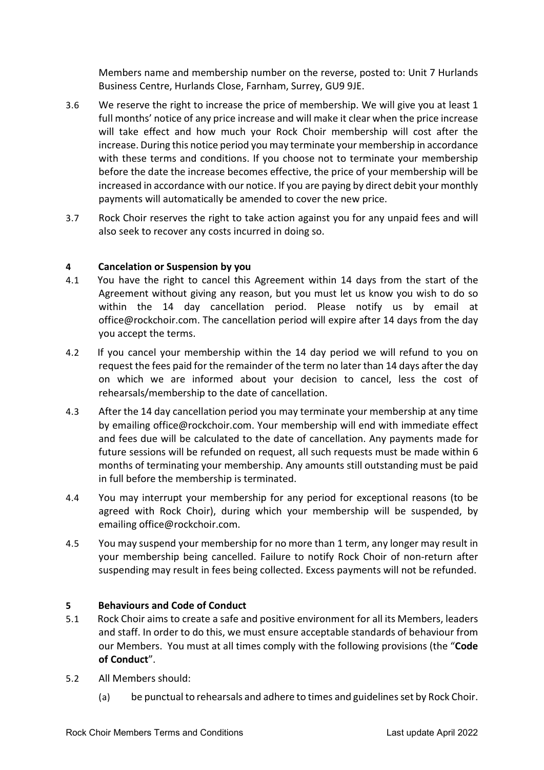Members name and membership number on the reverse, posted to: Unit 7 Hurlands Business Centre, Hurlands Close, Farnham, Surrey, GU9 9JE.

3.6 We reserve the right to increase the price of membership. We will give you at least 1 full months' notice of any price increase and will make it clear when the price increase will take effect and how much your Rock Choir membership will cost after the increase. During this notice period you may terminate your membership in accordance with these terms and conditions. If you choose not to terminate your membership before the date the increase becomes effective, the price of your membership will be increased in accordance with our notice. If you are paying by direct debit your monthly payments will automatically be amended to cover the new price.

3.7 Rock Choir reserves the right to take action against you for any unpaid fees and will also seek to recover any costs incurred in doing so.

## 4 Cancelation or Suspension by you

4.1 You have the right to cancel this Agreement within 14 days from the start of the Agreement without giving any reason, but you must let us know you wish to do so within the 14 day cancellation period. Please notify us by email at office@rockchoir.com. The cancellation period will expire after 14 days from the day you accept the terms.

4.2 If you cancel your membership within the 14 day period we will refund to you on request the fees paid for the remainder of the term no later than 14 days after the day on which we are informed about your decision to cancel, less the cost of rehearsals/membership to the date of cancellation.

4.3 After the 14 day cancellation period you may terminate your membership at any time by emailing office@rockchoir.com. Your membership will end with immediate effect and fees due will be calculated to the date of cancellation. Any payments made for future sessions will be refunded on request, all such requests must be made within 6 months of terminating your membership. Any amounts still outstanding must be paid in full before the membership is terminated.

4.4 You may interrupt your membership for any period for exceptional reasons (to be agreed with Rock Choir), during which your membership will be suspended, by emailing office@rockchoir.com.

4.5 You may suspend your membership for no more than 1 term, any longer may result in your membership being cancelled. Failure to notify Rock Choir of non-return after suspending may result in fees being collected. Excess payments will not be refunded.

## 5 Behaviours and Code of Conduct

5.1 Rock Choir aims to create a safe and positive environment for all its Members, leaders and staff. In order to do this, we must ensure acceptable standards of behaviour from our Members. You must at all times comply with the following provisions (the "**Code of Conduct**".

5.2 All Members should:

(a) be punctual to rehearsals and adhere to times and guidelines set by Rock Choir.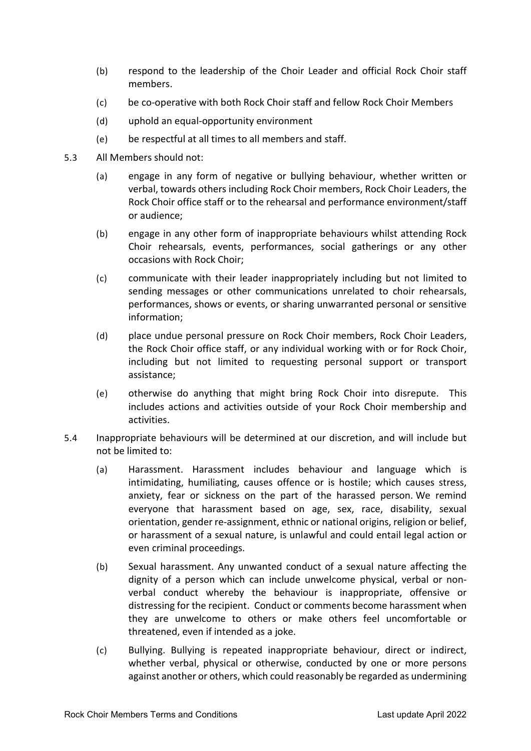(b) respond to the leadership of the Choir Leader and official Rock Choir staff members.

(c) be co-operative with both Rock Choir staff and fellow Rock Choir Members

(d) uphold an equal-opportunity environment

(e) be respectful at all times to all members and staff.

5.3 All Members should not:

(a) engage in any form of negative or bullying behaviour, whether written or verbal, towards others including Rock Choir members, Rock Choir Leaders, the Rock Choir office staff or to the rehearsal and performance environment/staff or audience;

(b) engage in any other form of inappropriate behaviours whilst attending Rock Choir rehearsals, events, performances, social gatherings or any other occasions with Rock Choir;

(c) communicate with their leader inappropriately including but not limited to sending messages or other communications unrelated to choir rehearsals, performances, shows or events, or sharing unwarranted personal or sensitive information;

(d) place undue personal pressure on Rock Choir members, Rock Choir Leaders, the Rock Choir office staff, or any individual working with or for Rock Choir, including but not limited to requesting personal support or transport assistance;

(e) otherwise do anything that might bring Rock Choir into disrepute. This includes actions and activities outside of your Rock Choir membership and activities.

5.4 Inappropriate behaviours will be determined at our discretion, and will include but not be limited to:

(a) Harassment. Harassment includes behaviour and language which is intimidating, humiliating, causes offence or is hostile; which causes stress, anxiety, fear or sickness on the part of the harassed person. We remind everyone that harassment based on age, sex, race, disability, sexual orientation, gender re-assignment, ethnic or national origins, religion or belief, or harassment of a sexual nature, is unlawful and could entail legal action or even criminal proceedings.

(b) Sexual harassment. Any unwanted conduct of a sexual nature affecting the dignity of a person which can include unwelcome physical, verbal or non-verbal conduct whereby the behaviour is inappropriate, offensive or distressing for the recipient. Conduct or comments become harassment when they are unwelcome to others or make others feel uncomfortable or threatened, even if intended as a joke.

(c) Bullying. Bullying is repeated inappropriate behaviour, direct or indirect, whether verbal, physical or otherwise, conducted by one or more persons against another or others, which could reasonably be regarded as undermining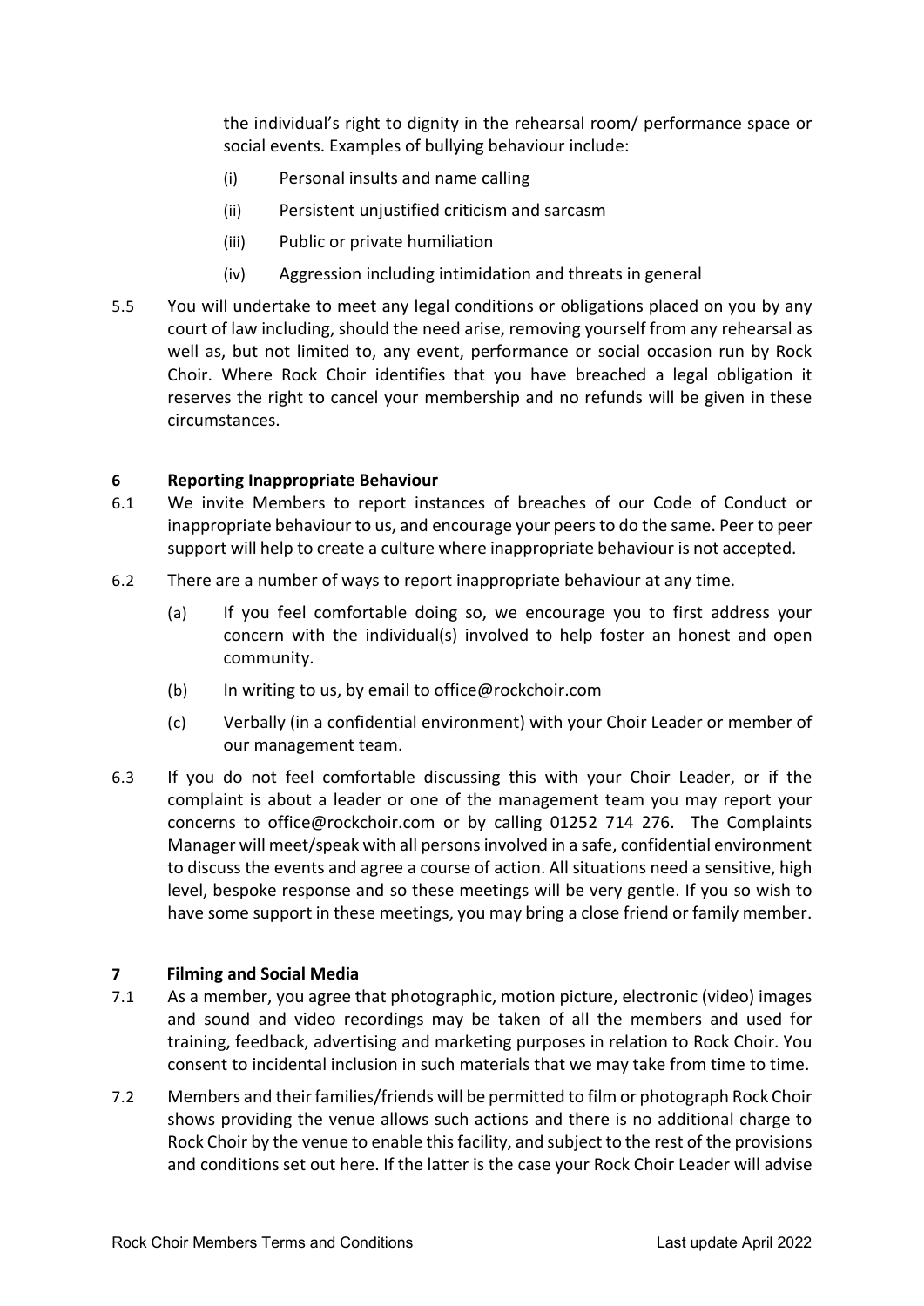the individual's right to dignity in the rehearsal room/ performance space or social events. Examples of bullying behaviour include:

(i) Personal insults and name calling

(ii) Persistent unjustified criticism and sarcasm

(iii) Public or private humiliation

(iv) Aggression including intimidation and threats in general

5.5 You will undertake to meet any legal conditions or obligations placed on you by any court of law including, should the need arise, removing yourself from any rehearsal as well as, but not limited to, any event, performance or social occasion run by Rock Choir. Where Rock Choir identifies that you have breached a legal obligation it reserves the right to cancel your membership and no refunds will be given in these circumstances.

## 6 Reporting Inappropriate Behaviour

6.1 We invite Members to report instances of breaches of our Code of Conduct or inappropriate behaviour to us, and encourage your peers to do the same. Peer to peer support will help to create a culture where inappropriate behaviour is not accepted.

6.2 There are a number of ways to report inappropriate behaviour at any time.

(a) If you feel comfortable doing so, we encourage you to first address your concern with the individual(s) involved to help foster an honest and open community.

(b) In writing to us, by email to office@rockchoir.com

(c) Verbally (in a confidential environment) with your Choir Leader or member of our management team.

6.3 If you do not feel comfortable discussing this with your Choir Leader, or if the complaint is about a leader or one of the management team you may report your concerns to office@rockchoir.com or by calling 01252 714 276. The Complaints Manager will meet/speak with all persons involved in a safe, confidential environment to discuss the events and agree a course of action. All situations need a sensitive, high level, bespoke response and so these meetings will be very gentle. If you so wish to have some support in these meetings, you may bring a close friend or family member.

## 7 Filming and Social Media

7.1 As a member, you agree that photographic, motion picture, electronic (video) images and sound and video recordings may be taken of all the members and used for training, feedback, advertising and marketing purposes in relation to Rock Choir. You consent to incidental inclusion in such materials that we may take from time to time.

7.2 Members and their families/friends will be permitted to film or photograph Rock Choir shows providing the venue allows such actions and there is no additional charge to Rock Choir by the venue to enable this facility, and subject to the rest of the provisions and conditions set out here. If the latter is the case your Rock Choir Leader will advise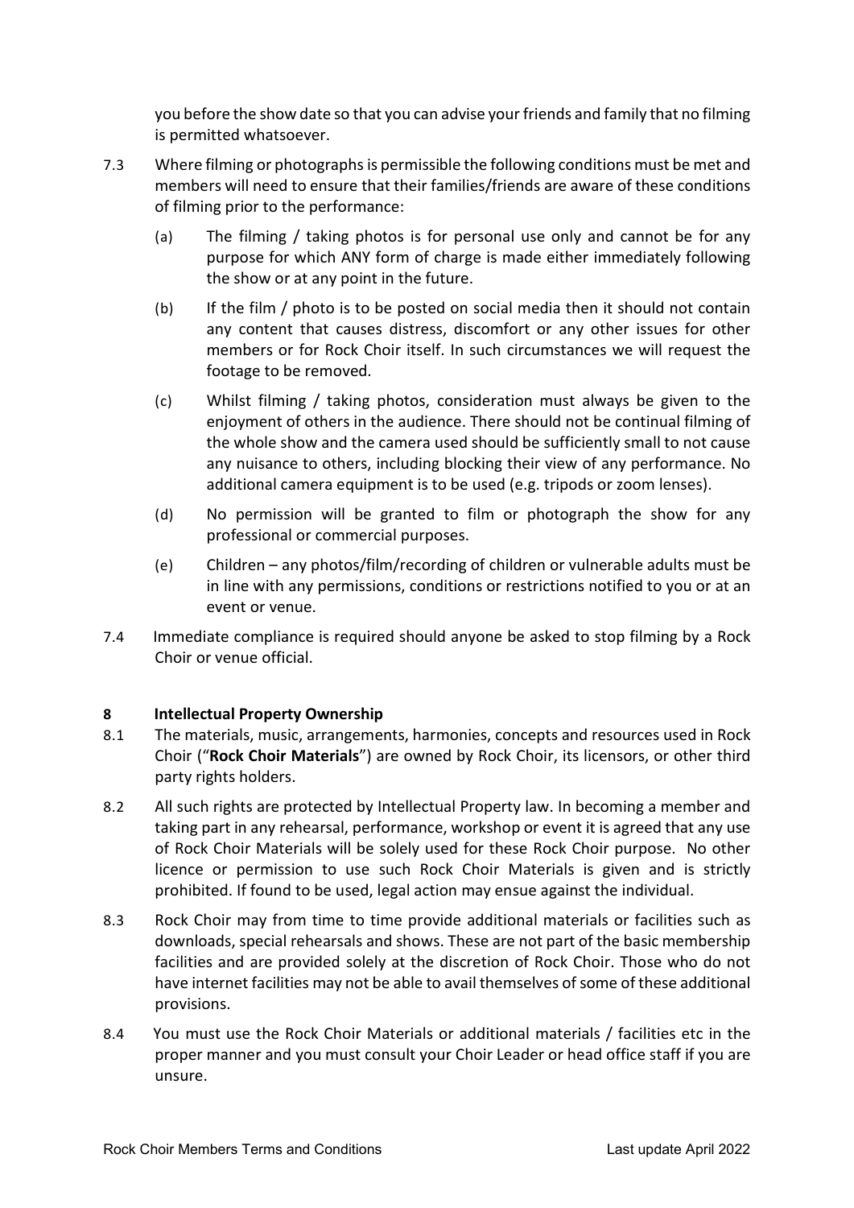you before the show date so that you can advise your friends and family that no filming is permitted whatsoever.

7.3 Where filming or photographs is permissible the following conditions must be met and members will need to ensure that their families/friends are aware of these conditions of filming prior to the performance:

(a) The filming / taking photos is for personal use only and cannot be for any purpose for which ANY form of charge is made either immediately following the show or at any point in the future.

(b) If the film / photo is to be posted on social media then it should not contain any content that causes distress, discomfort or any other issues for other members or for Rock Choir itself. In such circumstances we will request the footage to be removed.

(c) Whilst filming / taking photos, consideration must always be given to the enjoyment of others in the audience. There should not be continual filming of the whole show and the camera used should be sufficiently small to not cause any nuisance to others, including blocking their view of any performance. No additional camera equipment is to be used (e.g. tripods or zoom lenses).

(d) No permission will be granted to film or photograph the show for any professional or commercial purposes.

(e) Children – any photos/film/recording of children or vulnerable adults must be in line with any permissions, conditions or restrictions notified to you or at an event or venue.

7.4 Immediate compliance is required should anyone be asked to stop filming by a Rock Choir or venue official.

**8 Intellectual Property Ownership**

8.1 The materials, music, arrangements, harmonies, concepts and resources used in Rock Choir ("**Rock Choir Materials**") are owned by Rock Choir, its licensors, or other third party rights holders.

8.2 All such rights are protected by Intellectual Property law. In becoming a member and taking part in any rehearsal, performance, workshop or event it is agreed that any use of Rock Choir Materials will be solely used for these Rock Choir purpose. No other licence or permission to use such Rock Choir Materials is given and is strictly prohibited. If found to be used, legal action may ensue against the individual.

8.3 Rock Choir may from time to time provide additional materials or facilities such as downloads, special rehearsals and shows. These are not part of the basic membership facilities and are provided solely at the discretion of Rock Choir. Those who do not have internet facilities may not be able to avail themselves of some of these additional provisions.

8.4 You must use the Rock Choir Materials or additional materials / facilities etc in the proper manner and you must consult your Choir Leader or head office staff if you are unsure.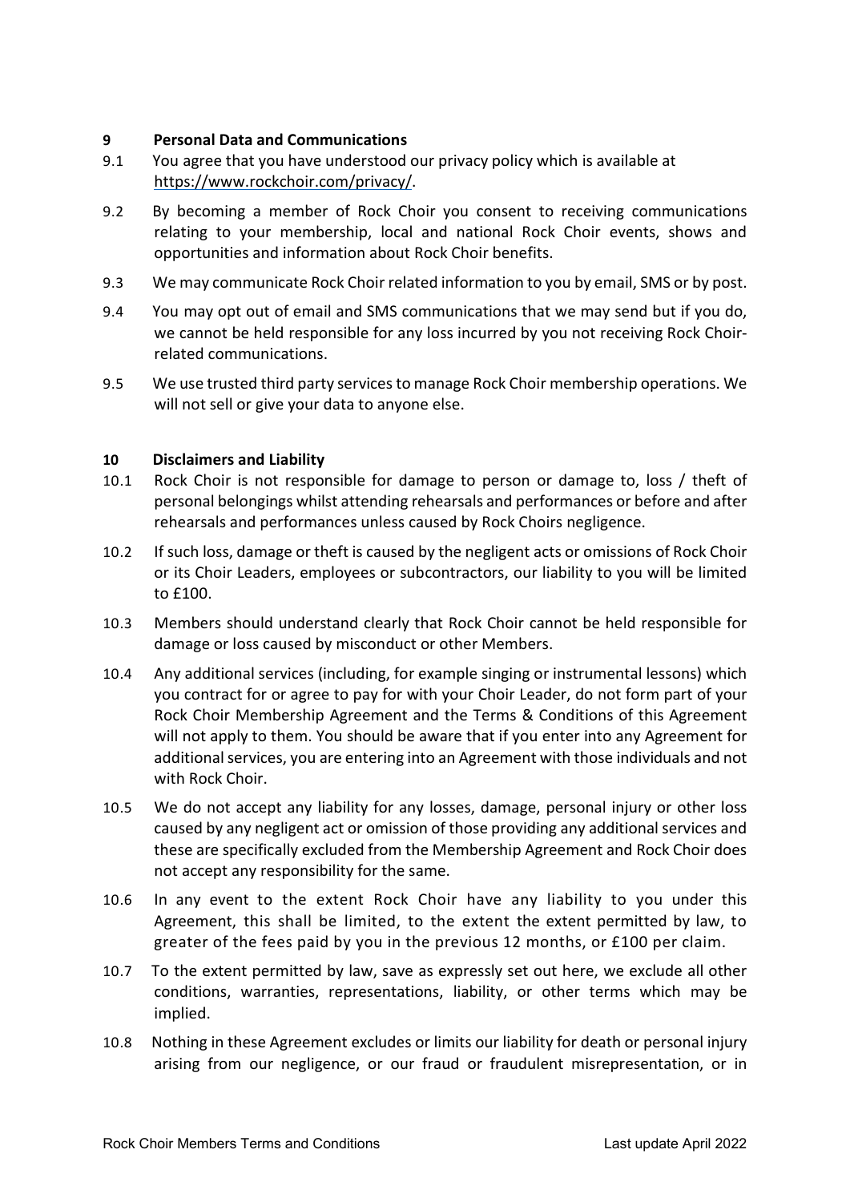## 9 Personal Data and Communications

9.1 You agree that you have understood our privacy policy which is available at https://www.rockchoir.com/privacy/.

9.2 By becoming a member of Rock Choir you consent to receiving communications relating to your membership, local and national Rock Choir events, shows and opportunities and information about Rock Choir benefits.

9.3 We may communicate Rock Choir related information to you by email, SMS or by post.

9.4 You may opt out of email and SMS communications that we may send but if you do, we cannot be held responsible for any loss incurred by you not receiving Rock Choir-related communications.

9.5 We use trusted third party services to manage Rock Choir membership operations. We will not sell or give your data to anyone else.

## 10 Disclaimers and Liability

10.1 Rock Choir is not responsible for damage to person or damage to, loss / theft of personal belongings whilst attending rehearsals and performances or before and after rehearsals and performances unless caused by Rock Choirs negligence.

10.2 If such loss, damage or theft is caused by the negligent acts or omissions of Rock Choir or its Choir Leaders, employees or subcontractors, our liability to you will be limited to £100.

10.3 Members should understand clearly that Rock Choir cannot be held responsible for damage or loss caused by misconduct or other Members.

10.4 Any additional services (including, for example singing or instrumental lessons) which you contract for or agree to pay for with your Choir Leader, do not form part of your Rock Choir Membership Agreement and the Terms & Conditions of this Agreement will not apply to them. You should be aware that if you enter into any Agreement for additional services, you are entering into an Agreement with those individuals and not with Rock Choir.

10.5 We do not accept any liability for any losses, damage, personal injury or other loss caused by any negligent act or omission of those providing any additional services and these are specifically excluded from the Membership Agreement and Rock Choir does not accept any responsibility for the same.

10.6 In any event to the extent Rock Choir have any liability to you under this Agreement, this shall be limited, to the extent the extent permitted by law, to greater of the fees paid by you in the previous 12 months, or £100 per claim.

10.7 To the extent permitted by law, save as expressly set out here, we exclude all other conditions, warranties, representations, liability, or other terms which may be implied.

10.8 Nothing in these Agreement excludes or limits our liability for death or personal injury arising from our negligence, or our fraud or fraudulent misrepresentation, or in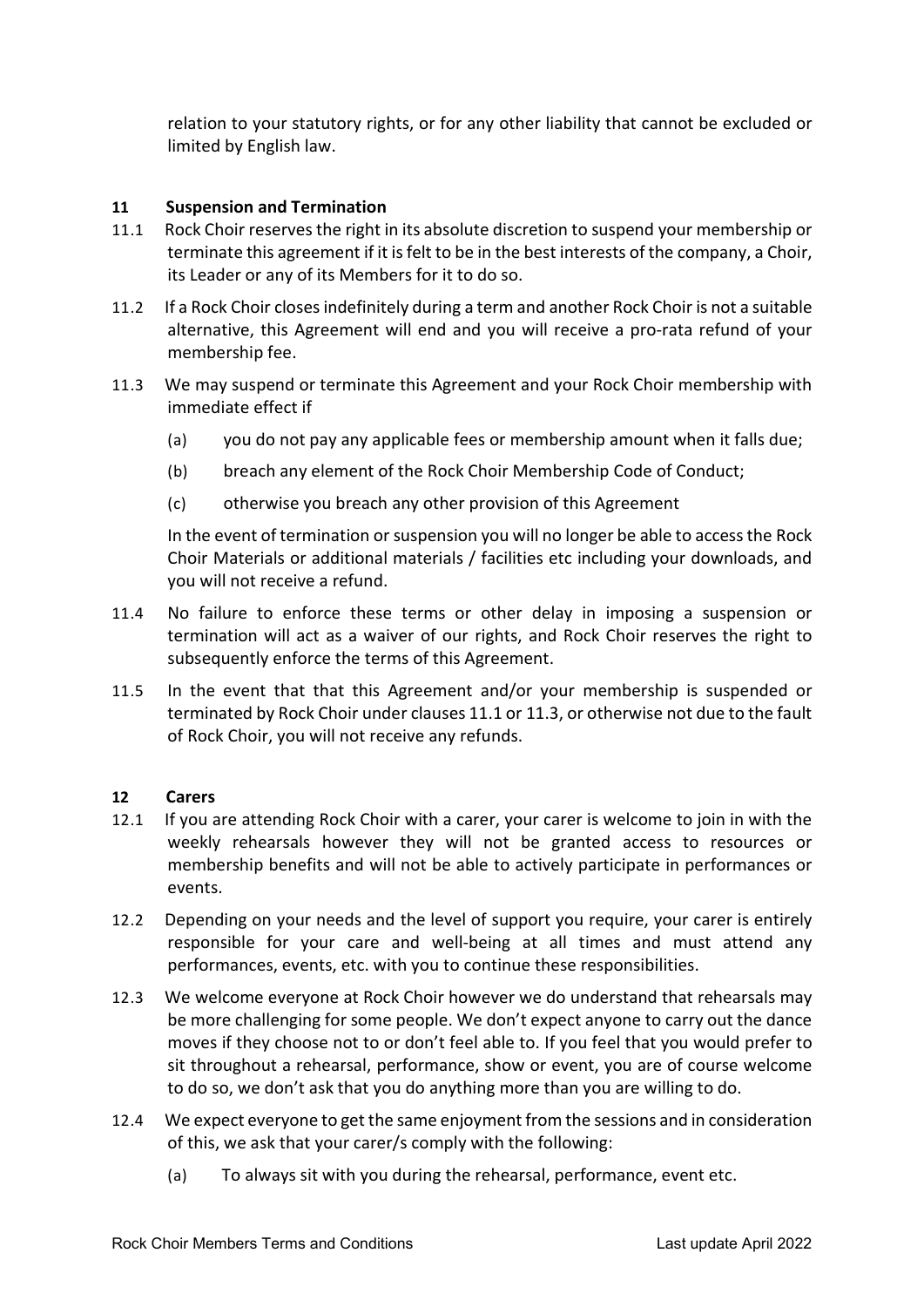relation to your statutory rights, or for any other liability that cannot be excluded or limited by English law.

## 11 Suspension and Termination

11.1 Rock Choir reserves the right in its absolute discretion to suspend your membership or terminate this agreement if it is felt to be in the best interests of the company, a Choir, its Leader or any of its Members for it to do so.

11.2 If a Rock Choir closes indefinitely during a term and another Rock Choir is not a suitable alternative, this Agreement will end and you will receive a pro-rata refund of your membership fee.

11.3 We may suspend or terminate this Agreement and your Rock Choir membership with immediate effect if

(a) you do not pay any applicable fees or membership amount when it falls due;

(b) breach any element of the Rock Choir Membership Code of Conduct;

(c) otherwise you breach any other provision of this Agreement

In the event of termination or suspension you will no longer be able to access the Rock Choir Materials or additional materials / facilities etc including your downloads, and you will not receive a refund.

11.4 No failure to enforce these terms or other delay in imposing a suspension or termination will act as a waiver of our rights, and Rock Choir reserves the right to subsequently enforce the terms of this Agreement.

11.5 In the event that that this Agreement and/or your membership is suspended or terminated by Rock Choir under clauses 11.1 or 11.3, or otherwise not due to the fault of Rock Choir, you will not receive any refunds.

## 12 Carers

12.1 If you are attending Rock Choir with a carer, your carer is welcome to join in with the weekly rehearsals however they will not be granted access to resources or membership benefits and will not be able to actively participate in performances or events.

12.2 Depending on your needs and the level of support you require, your carer is entirely responsible for your care and well-being at all times and must attend any performances, events, etc. with you to continue these responsibilities.

12.3 We welcome everyone at Rock Choir however we do understand that rehearsals may be more challenging for some people. We don't expect anyone to carry out the dance moves if they choose not to or don't feel able to. If you feel that you would prefer to sit throughout a rehearsal, performance, show or event, you are of course welcome to do so, we don't ask that you do anything more than you are willing to do.

12.4 We expect everyone to get the same enjoyment from the sessions and in consideration of this, we ask that your carer/s comply with the following:

(a) To always sit with you during the rehearsal, performance, event etc.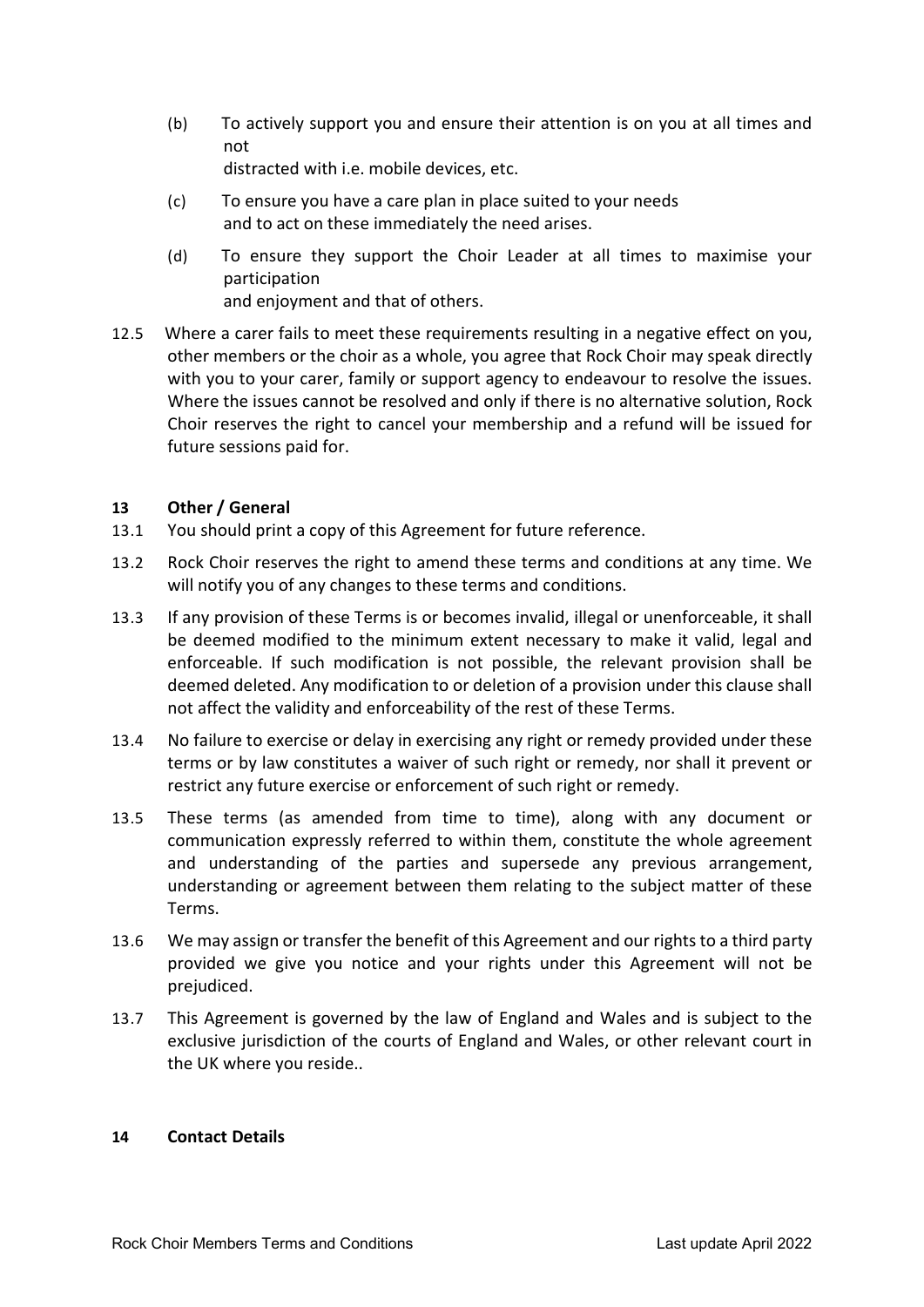(b) To actively support you and ensure their attention is on you at all times and not distracted with i.e. mobile devices, etc.

(c) To ensure you have a care plan in place suited to your needs and to act on these immediately the need arises.

(d) To ensure they support the Choir Leader at all times to maximise your participation and enjoyment and that of others.

12.5 Where a carer fails to meet these requirements resulting in a negative effect on you, other members or the choir as a whole, you agree that Rock Choir may speak directly with you to your carer, family or support agency to endeavour to resolve the issues. Where the issues cannot be resolved and only if there is no alternative solution, Rock Choir reserves the right to cancel your membership and a refund will be issued for future sessions paid for.

## 13 Other / General

13.1 You should print a copy of this Agreement for future reference.

13.2 Rock Choir reserves the right to amend these terms and conditions at any time. We will notify you of any changes to these terms and conditions.

13.3 If any provision of these Terms is or becomes invalid, illegal or unenforceable, it shall be deemed modified to the minimum extent necessary to make it valid, legal and enforceable. If such modification is not possible, the relevant provision shall be deemed deleted. Any modification to or deletion of a provision under this clause shall not affect the validity and enforceability of the rest of these Terms.

13.4 No failure to exercise or delay in exercising any right or remedy provided under these terms or by law constitutes a waiver of such right or remedy, nor shall it prevent or restrict any future exercise or enforcement of such right or remedy.

13.5 These terms (as amended from time to time), along with any document or communication expressly referred to within them, constitute the whole agreement and understanding of the parties and supersede any previous arrangement, understanding or agreement between them relating to the subject matter of these Terms.

13.6 We may assign or transfer the benefit of this Agreement and our rights to a third party provided we give you notice and your rights under this Agreement will not be prejudiced.

13.7 This Agreement is governed by the law of England and Wales and is subject to the exclusive jurisdiction of the courts of England and Wales, or other relevant court in the UK where you reside..

## 14 Contact Details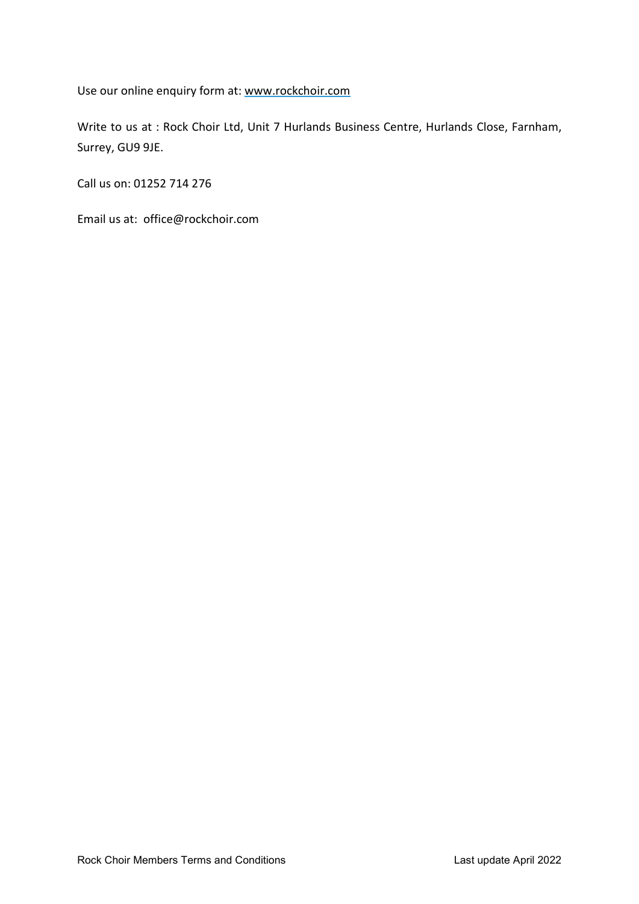Use our online enquiry form at: www.rockchoir.com

Write to us at : Rock Choir Ltd, Unit 7 Hurlands Business Centre, Hurlands Close, Farnham, Surrey, GU9 9JE.

Call us on: 01252 714 276

Email us at: office@rockchoir.com